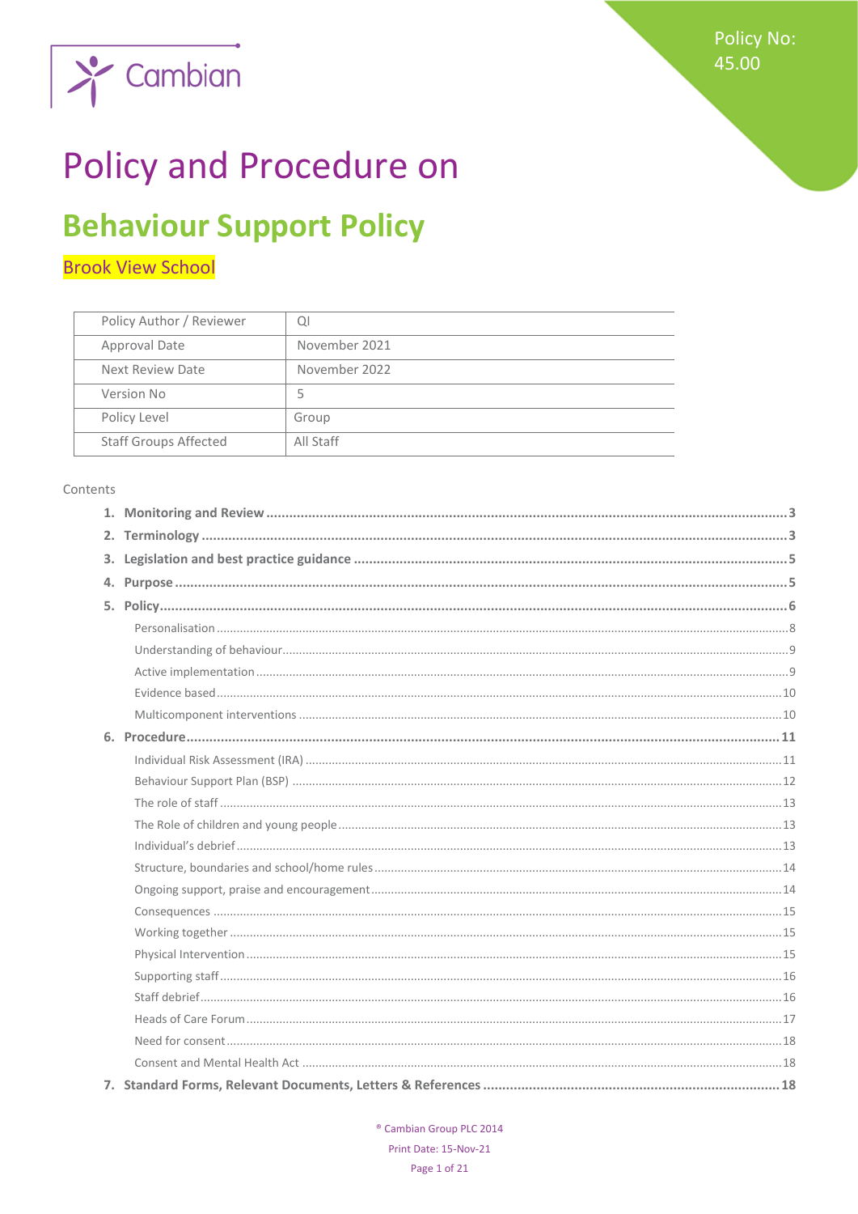Cambian

Policy No: 45.00

# Policy and Procedure on

# Behaviour Support Policy

## Brook View School

| Policy Author / Reviewer | QI |
|---|---|
| Approval Date | November 2021 |
| Next Review Date | November 2022 |
| Version No | 5 |
| Policy Level | Group |
| Staff Groups Affected | All Staff |

Contents

1. **Monitoring and Review** ..... 3
2. **Terminology** ..... 3
3. **Legislation and best practice guidance** ..... 5
4. **Purpose** ..... 5
5. **Policy** ..... 6
   - Personalisation ..... 8
   - Understanding of behaviour ..... 9
   - Active implementation ..... 9
   - Evidence based ..... 10
   - Multicomponent interventions ..... 10
6. **Procedure** ..... 11
   - Individual Risk Assessment (IRA) ..... 11
   - Behaviour Support Plan (BSP) ..... 12
   - The role of staff ..... 13
   - The Role of children and young people ..... 13
   - Individual's debrief ..... 13
   - Structure, boundaries and school/home rules ..... 14
   - Ongoing support, praise and encouragement ..... 14
   - Consequences ..... 15
   - Working together ..... 15
   - Physical Intervention ..... 15
   - Supporting staff ..... 16
   - Staff debrief ..... 16
   - Heads of Care Forum ..... 17
   - Need for consent ..... 18
   - Consent and Mental Health Act ..... 18
7. **Standard Forms, Relevant Documents, Letters & References** ..... 18

® Cambian Group PLC 2014
Print Date: 15-Nov-21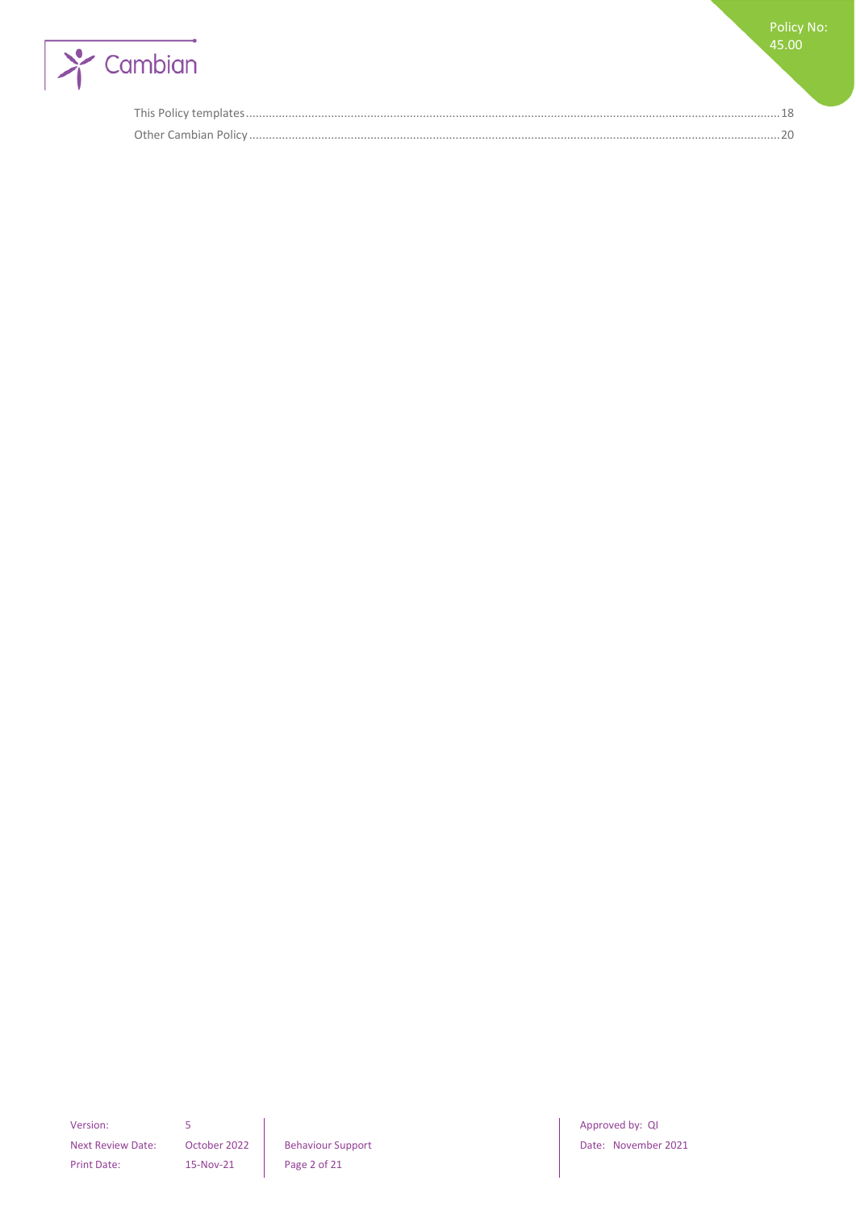This Policy templates ........................................................................................................................................................18

Other Cambian Policy ........................................................................................................................................................20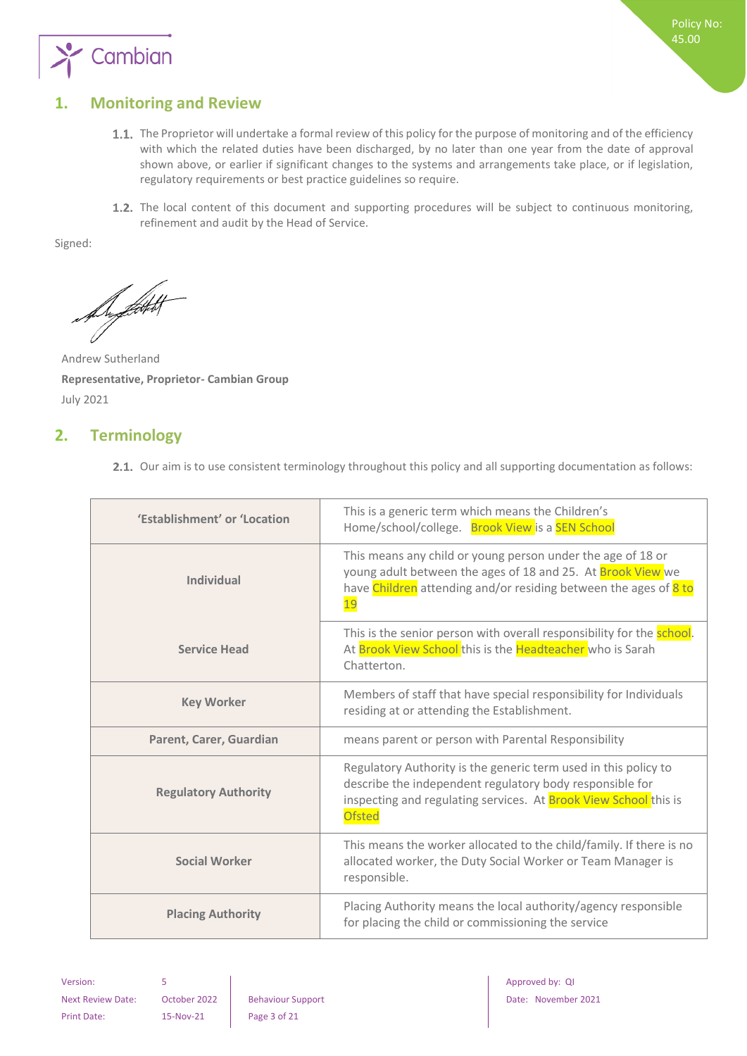## 1. Monitoring and Review

1.1. The Proprietor will undertake a formal review of this policy for the purpose of monitoring and of the efficiency with which the related duties have been discharged, by no later than one year from the date of approval shown above, or earlier if significant changes to the systems and arrangements take place, or if legislation, regulatory requirements or best practice guidelines so require.

1.2. The local content of this document and supporting procedures will be subject to continuous monitoring, refinement and audit by the Head of Service.

Signed:

Andrew Sutherland
**Representative, Proprietor- Cambian Group**
July 2021

## 2. Terminology

2.1. Our aim is to use consistent terminology throughout this policy and all supporting documentation as follows:

| | |
|---|---|
| **'Establishment' or 'Location** | This is a generic term which means the Children's Home/school/college. Brook View is a SEN School |
| **Individual** | This means any child or young person under the age of 18 or young adult between the ages of 18 and 25. At Brook View we have Children attending and/or residing between the ages of 8 to 19 |
| **Service Head** | This is the senior person with overall responsibility for the school. At Brook View School this is the Headteacher who is Sarah Chatterton. |
| **Key Worker** | Members of staff that have special responsibility for Individuals residing at or attending the Establishment. |
| **Parent, Carer, Guardian** | means parent or person with Parental Responsibility |
| **Regulatory Authority** | Regulatory Authority is the generic term used in this policy to describe the independent regulatory body responsible for inspecting and regulating services. At Brook View School this is Ofsted |
| **Social Worker** | This means the worker allocated to the child/family. If there is no allocated worker, the Duty Social Worker or Team Manager is responsible. |
| **Placing Authority** | Placing Authority means the local authority/agency responsible for placing the child or commissioning the service |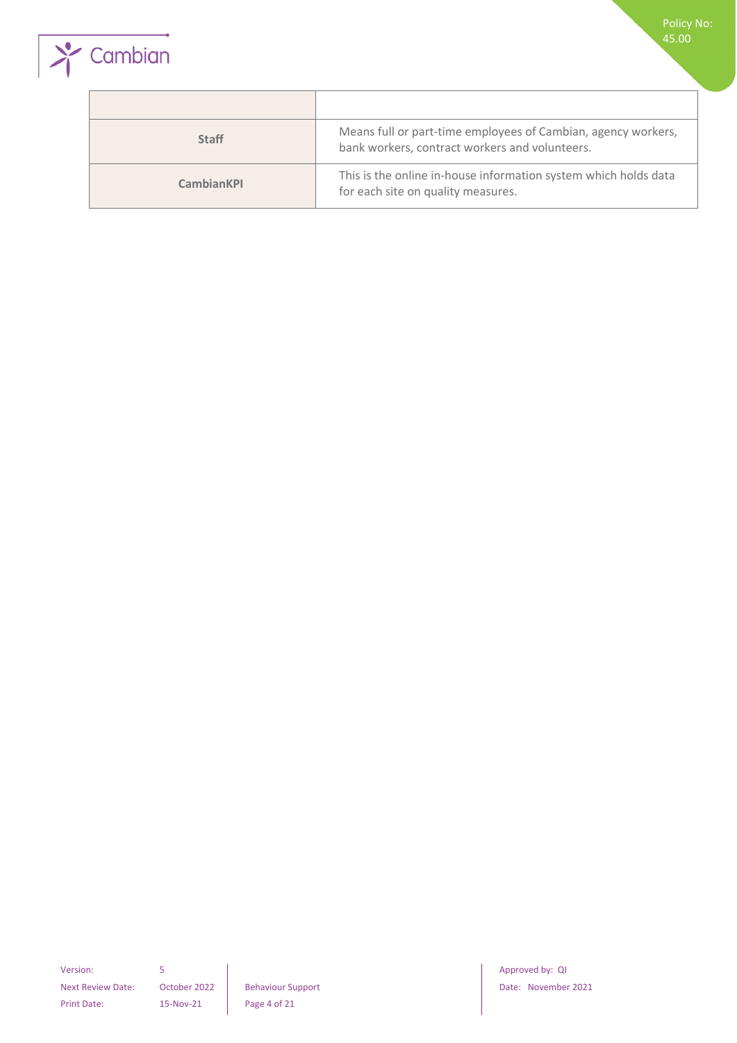| | |
|---|---|
| **Staff** | Means full or part-time employees of Cambian, agency workers, bank workers, contract workers and volunteers. |
| **CambianKPI** | This is the online in-house information system which holds data for each site on quality measures. |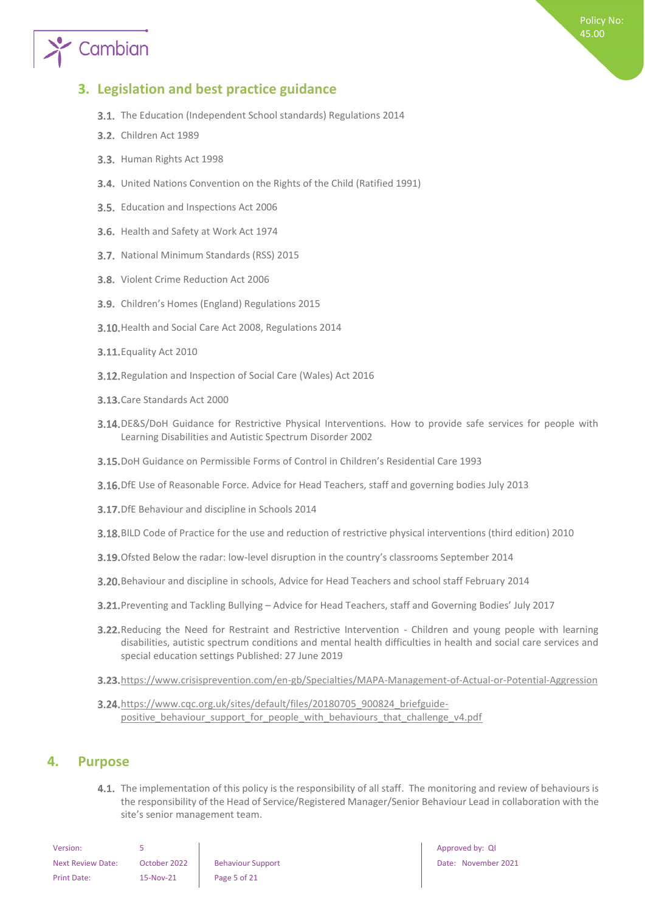## 3. Legislation and best practice guidance

3.1. The Education (Independent School standards) Regulations 2014

3.2. Children Act 1989

3.3. Human Rights Act 1998

3.4. United Nations Convention on the Rights of the Child (Ratified 1991)

3.5. Education and Inspections Act 2006

3.6. Health and Safety at Work Act 1974

3.7. National Minimum Standards (RSS) 2015

3.8. Violent Crime Reduction Act 2006

3.9. Children's Homes (England) Regulations 2015

3.10. Health and Social Care Act 2008, Regulations 2014

3.11. Equality Act 2010

3.12. Regulation and Inspection of Social Care (Wales) Act 2016

3.13. Care Standards Act 2000

3.14. DE&S/DoH Guidance for Restrictive Physical Interventions. How to provide safe services for people with Learning Disabilities and Autistic Spectrum Disorder 2002

3.15. DoH Guidance on Permissible Forms of Control in Children's Residential Care 1993

3.16. DfE Use of Reasonable Force. Advice for Head Teachers, staff and governing bodies July 2013

3.17. DfE Behaviour and discipline in Schools 2014

3.18. BILD Code of Practice for the use and reduction of restrictive physical interventions (third edition) 2010

3.19. Ofsted Below the radar: low-level disruption in the country's classrooms September 2014

3.20. Behaviour and discipline in schools, Advice for Head Teachers and school staff February 2014

3.21. Preventing and Tackling Bullying – Advice for Head Teachers, staff and Governing Bodies' July 2017

3.22. Reducing the Need for Restraint and Restrictive Intervention - Children and young people with learning disabilities, autistic spectrum conditions and mental health difficulties in health and social care services and special education settings Published: 27 June 2019

3.23. https://www.crisisprevention.com/en-gb/Specialties/MAPA-Management-of-Actual-or-Potential-Aggression

3.24. https://www.cqc.org.uk/sites/default/files/20180705_900824_briefguide-positive_behaviour_support_for_people_with_behaviours_that_challenge_v4.pdf

## 4. Purpose

4.1. The implementation of this policy is the responsibility of all staff. The monitoring and review of behaviours is the responsibility of the Head of Service/Registered Manager/Senior Behaviour Lead in collaboration with the site's senior management team.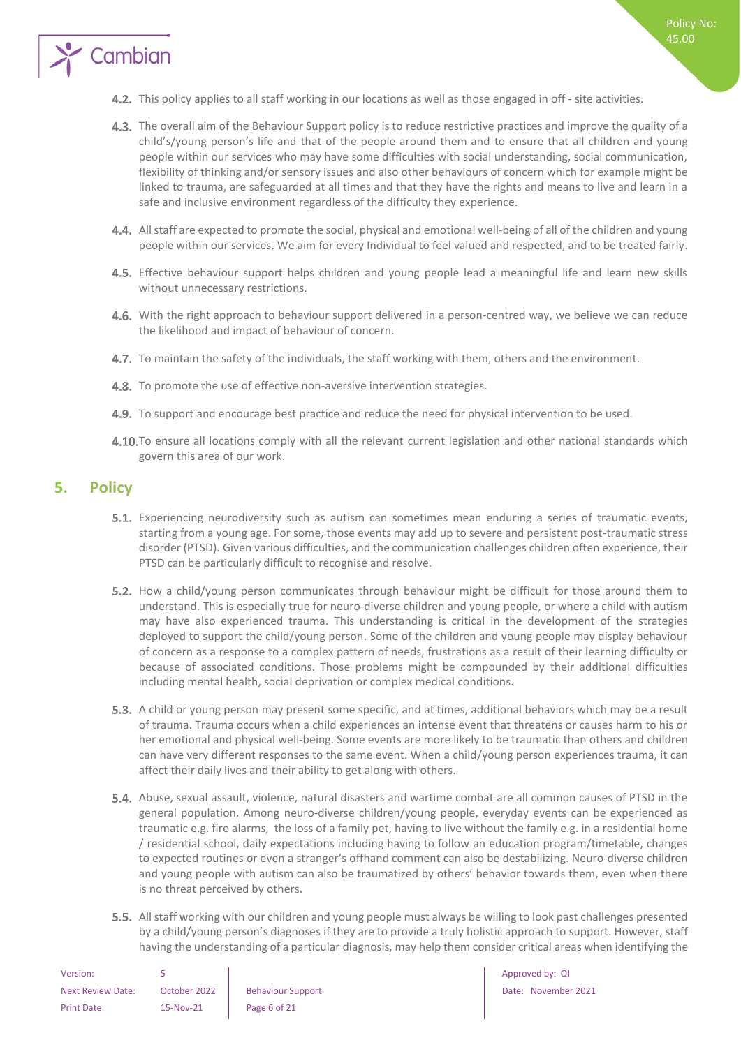4.2. This policy applies to all staff working in our locations as well as those engaged in off - site activities.

4.3. The overall aim of the Behaviour Support policy is to reduce restrictive practices and improve the quality of a child's/young person's life and that of the people around them and to ensure that all children and young people within our services who may have some difficulties with social understanding, social communication, flexibility of thinking and/or sensory issues and also other behaviours of concern which for example might be linked to trauma, are safeguarded at all times and that they have the rights and means to live and learn in a safe and inclusive environment regardless of the difficulty they experience.

4.4. All staff are expected to promote the social, physical and emotional well-being of all of the children and young people within our services. We aim for every Individual to feel valued and respected, and to be treated fairly.

4.5. Effective behaviour support helps children and young people lead a meaningful life and learn new skills without unnecessary restrictions.

4.6. With the right approach to behaviour support delivered in a person-centred way, we believe we can reduce the likelihood and impact of behaviour of concern.

4.7. To maintain the safety of the individuals, the staff working with them, others and the environment.

4.8. To promote the use of effective non-aversive intervention strategies.

4.9. To support and encourage best practice and reduce the need for physical intervention to be used.

4.10. To ensure all locations comply with all the relevant current legislation and other national standards which govern this area of our work.

## 5. Policy

5.1. Experiencing neurodiversity such as autism can sometimes mean enduring a series of traumatic events, starting from a young age. For some, those events may add up to severe and persistent post-traumatic stress disorder (PTSD). Given various difficulties, and the communication challenges children often experience, their PTSD can be particularly difficult to recognise and resolve.

5.2. How a child/young person communicates through behaviour might be difficult for those around them to understand. This is especially true for neuro-diverse children and young people, or where a child with autism may have also experienced trauma. This understanding is critical in the development of the strategies deployed to support the child/young person. Some of the children and young people may display behaviour of concern as a response to a complex pattern of needs, frustrations as a result of their learning difficulty or because of associated conditions. Those problems might be compounded by their additional difficulties including mental health, social deprivation or complex medical conditions.

5.3. A child or young person may present some specific, and at times, additional behaviors which may be a result of trauma. Trauma occurs when a child experiences an intense event that threatens or causes harm to his or her emotional and physical well-being. Some events are more likely to be traumatic than others and children can have very different responses to the same event. When a child/young person experiences trauma, it can affect their daily lives and their ability to get along with others.

5.4. Abuse, sexual assault, violence, natural disasters and wartime combat are all common causes of PTSD in the general population. Among neuro-diverse children/young people, everyday events can be experienced as traumatic e.g. fire alarms, the loss of a family pet, having to live without the family e.g. in a residential home / residential school, daily expectations including having to follow an education program/timetable, changes to expected routines or even a stranger's offhand comment can also be destabilizing. Neuro-diverse children and young people with autism can also be traumatized by others' behavior towards them, even when there is no threat perceived by others.

5.5. All staff working with our children and young people must always be willing to look past challenges presented by a child/young person's diagnoses if they are to provide a truly holistic approach to support. However, staff having the understanding of a particular diagnosis, may help them consider critical areas when identifying the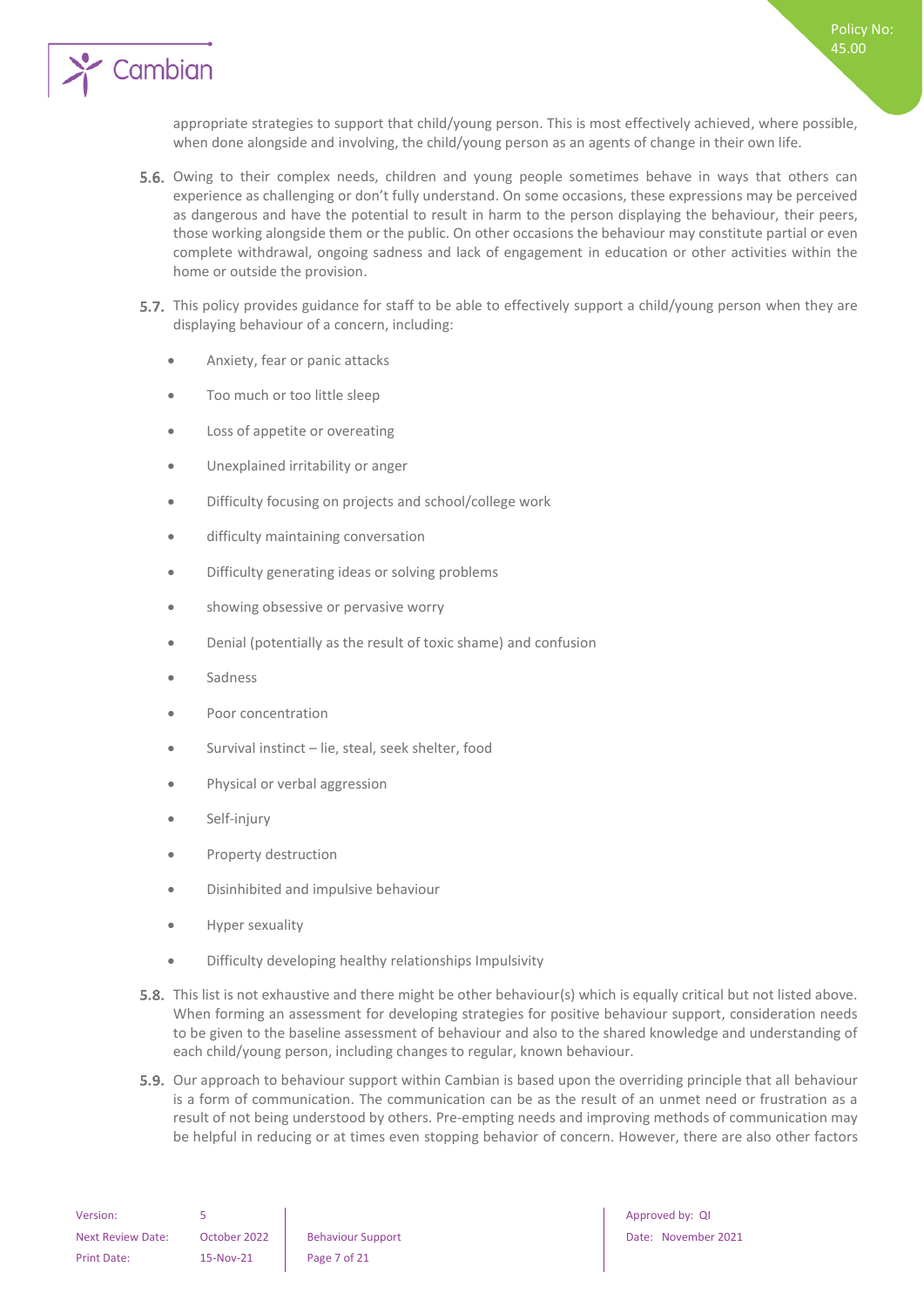appropriate strategies to support that child/young person. This is most effectively achieved, where possible, when done alongside and involving, the child/young person as an agents of change in their own life.

**5.6.** Owing to their complex needs, children and young people sometimes behave in ways that others can experience as challenging or don't fully understand. On some occasions, these expressions may be perceived as dangerous and have the potential to result in harm to the person displaying the behaviour, their peers, those working alongside them or the public. On other occasions the behaviour may constitute partial or even complete withdrawal, ongoing sadness and lack of engagement in education or other activities within the home or outside the provision.

**5.7.** This policy provides guidance for staff to be able to effectively support a child/young person when they are displaying behaviour of a concern, including:

- Anxiety, fear or panic attacks
- Too much or too little sleep
- Loss of appetite or overeating
- Unexplained irritability or anger
- Difficulty focusing on projects and school/college work
- difficulty maintaining conversation
- Difficulty generating ideas or solving problems
- showing obsessive or pervasive worry
- Denial (potentially as the result of toxic shame) and confusion
- Sadness
- Poor concentration
- Survival instinct – lie, steal, seek shelter, food
- Physical or verbal aggression
- Self-injury
- Property destruction
- Disinhibited and impulsive behaviour
- Hyper sexuality
- Difficulty developing healthy relationships Impulsivity

**5.8.** This list is not exhaustive and there might be other behaviour(s) which is equally critical but not listed above. When forming an assessment for developing strategies for positive behaviour support, consideration needs to be given to the baseline assessment of behaviour and also to the shared knowledge and understanding of each child/young person, including changes to regular, known behaviour.

**5.9.** Our approach to behaviour support within Cambian is based upon the overriding principle that all behaviour is a form of communication. The communication can be as the result of an unmet need or frustration as a result of not being understood by others. Pre-empting needs and improving methods of communication may be helpful in reducing or at times even stopping behavior of concern. However, there are also other factors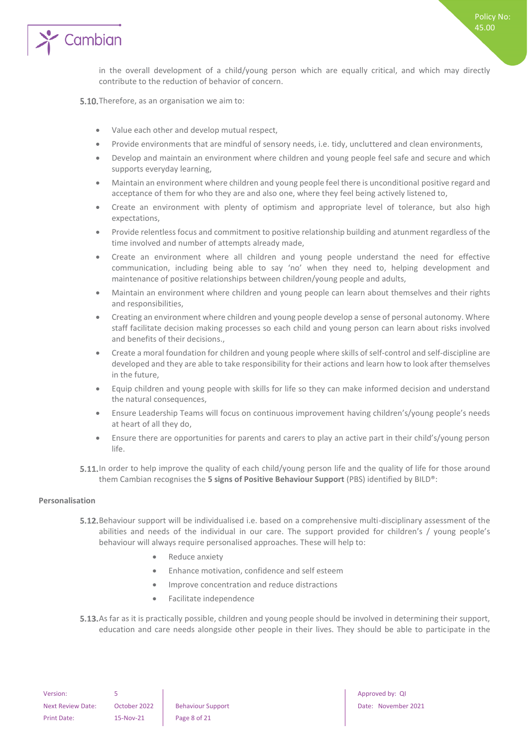in the overall development of a child/young person which are equally critical, and which may directly contribute to the reduction of behavior of concern.

**5.10.** Therefore, as an organisation we aim to:

- Value each other and develop mutual respect,
- Provide environments that are mindful of sensory needs, i.e. tidy, uncluttered and clean environments,
- Develop and maintain an environment where children and young people feel safe and secure and which supports everyday learning,
- Maintain an environment where children and young people feel there is unconditional positive regard and acceptance of them for who they are and also one, where they feel being actively listened to,
- Create an environment with plenty of optimism and appropriate level of tolerance, but also high expectations,
- Provide relentless focus and commitment to positive relationship building and atunment regardless of the time involved and number of attempts already made,
- Create an environment where all children and young people understand the need for effective communication, including being able to say 'no' when they need to, helping development and maintenance of positive relationships between children/young people and adults,
- Maintain an environment where children and young people can learn about themselves and their rights and responsibilities,
- Creating an environment where children and young people develop a sense of personal autonomy. Where staff facilitate decision making processes so each child and young person can learn about risks involved and benefits of their decisions.,
- Create a moral foundation for children and young people where skills of self-control and self-discipline are developed and they are able to take responsibility for their actions and learn how to look after themselves in the future,
- Equip children and young people with skills for life so they can make informed decision and understand the natural consequences,
- Ensure Leadership Teams will focus on continuous improvement having children's/young people's needs at heart of all they do,
- Ensure there are opportunities for parents and carers to play an active part in their child's/young person life.

**5.11.** In order to help improve the quality of each child/young person life and the quality of life for those around them Cambian recognises the **5 signs of Positive Behaviour Support** (PBS) identified by BILD®:

**Personalisation**

**5.12.** Behaviour support will be individualised i.e. based on a comprehensive multi-disciplinary assessment of the abilities and needs of the individual in our care. The support provided for children's / young people's behaviour will always require personalised approaches. These will help to:

- Reduce anxiety
- Enhance motivation, confidence and self esteem
- Improve concentration and reduce distractions
- Facilitate independence

**5.13.** As far as it is practically possible, children and young people should be involved in determining their support, education and care needs alongside other people in their lives. They should be able to participate in the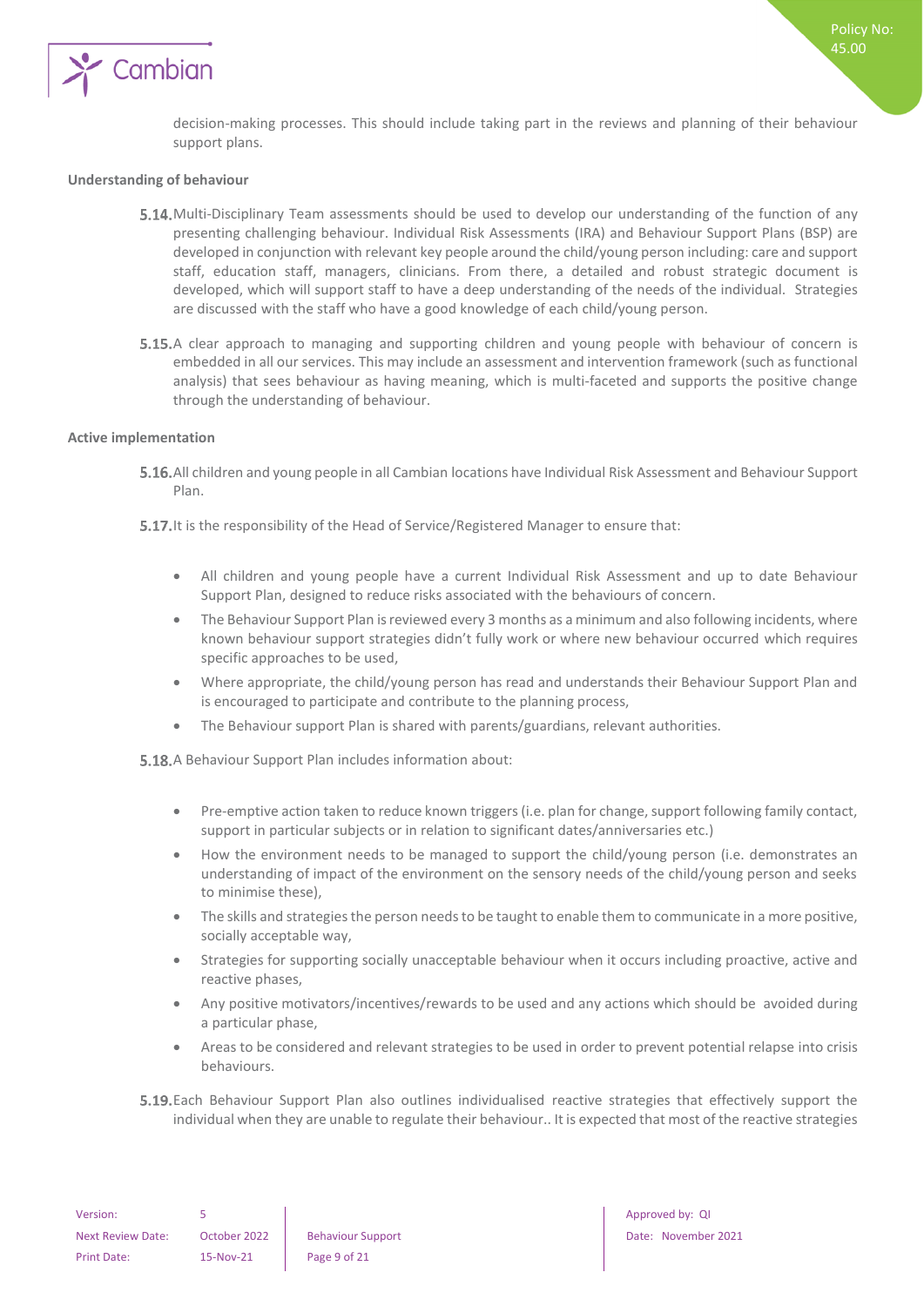decision-making processes. This should include taking part in the reviews and planning of their behaviour support plans.

**Understanding of behaviour**

5.14. Multi-Disciplinary Team assessments should be used to develop our understanding of the function of any presenting challenging behaviour. Individual Risk Assessments (IRA) and Behaviour Support Plans (BSP) are developed in conjunction with relevant key people around the child/young person including: care and support staff, education staff, managers, clinicians. From there, a detailed and robust strategic document is developed, which will support staff to have a deep understanding of the needs of the individual. Strategies are discussed with the staff who have a good knowledge of each child/young person.

5.15. A clear approach to managing and supporting children and young people with behaviour of concern is embedded in all our services. This may include an assessment and intervention framework (such as functional analysis) that sees behaviour as having meaning, which is multi-faceted and supports the positive change through the understanding of behaviour.

**Active implementation**

5.16. All children and young people in all Cambian locations have Individual Risk Assessment and Behaviour Support Plan.

5.17. It is the responsibility of the Head of Service/Registered Manager to ensure that:

- All children and young people have a current Individual Risk Assessment and up to date Behaviour Support Plan, designed to reduce risks associated with the behaviours of concern.
- The Behaviour Support Plan is reviewed every 3 months as a minimum and also following incidents, where known behaviour support strategies didn't fully work or where new behaviour occurred which requires specific approaches to be used,
- Where appropriate, the child/young person has read and understands their Behaviour Support Plan and is encouraged to participate and contribute to the planning process,
- The Behaviour support Plan is shared with parents/guardians, relevant authorities.

5.18. A Behaviour Support Plan includes information about:

- Pre-emptive action taken to reduce known triggers (i.e. plan for change, support following family contact, support in particular subjects or in relation to significant dates/anniversaries etc.)
- How the environment needs to be managed to support the child/young person (i.e. demonstrates an understanding of impact of the environment on the sensory needs of the child/young person and seeks to minimise these),
- The skills and strategies the person needs to be taught to enable them to communicate in a more positive, socially acceptable way,
- Strategies for supporting socially unacceptable behaviour when it occurs including proactive, active and reactive phases,
- Any positive motivators/incentives/rewards to be used and any actions which should be avoided during a particular phase,
- Areas to be considered and relevant strategies to be used in order to prevent potential relapse into crisis behaviours.

5.19. Each Behaviour Support Plan also outlines individualised reactive strategies that effectively support the individual when they are unable to regulate their behaviour.. It is expected that most of the reactive strategies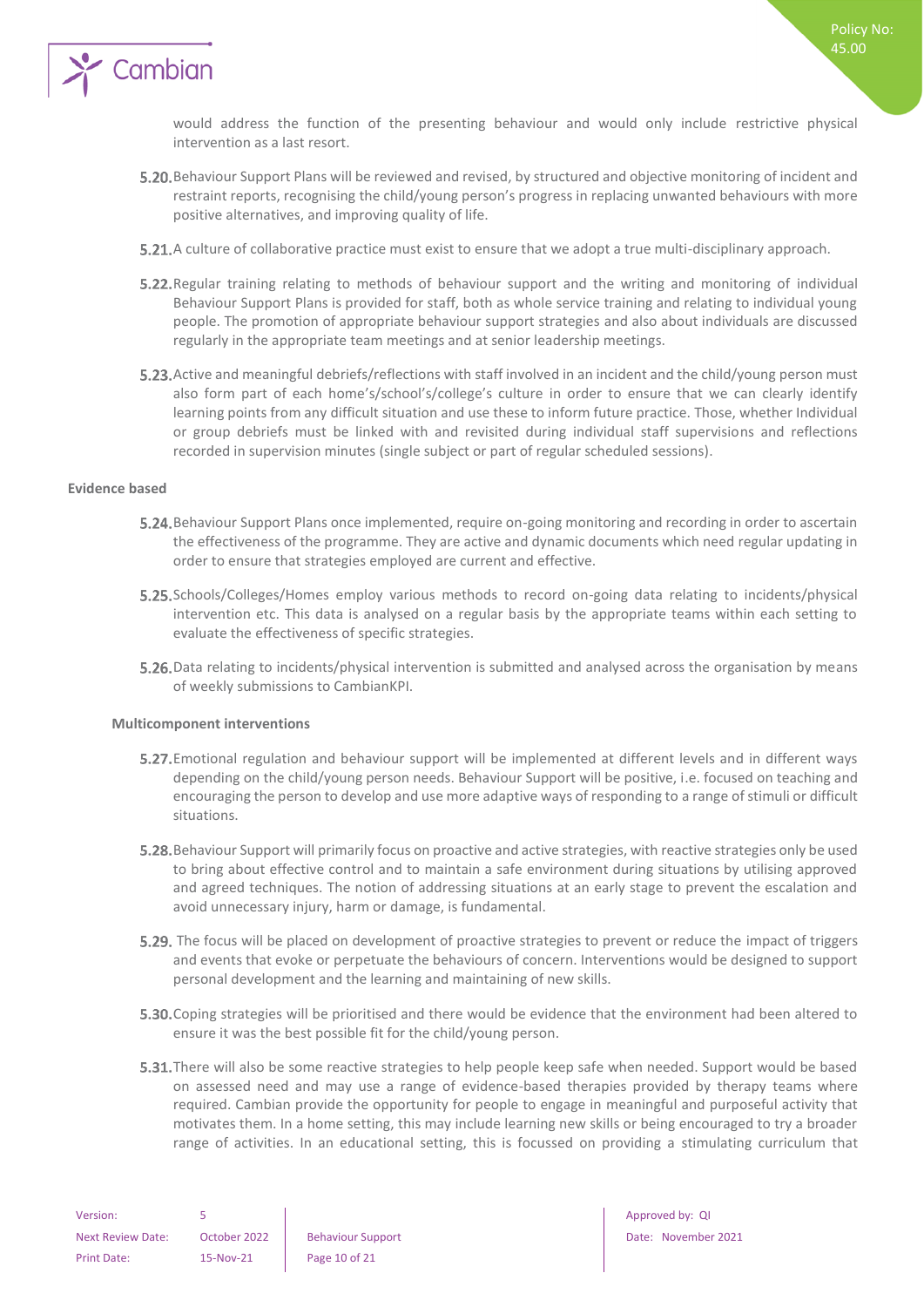would address the function of the presenting behaviour and would only include restrictive physical intervention as a last resort.

**5.20.** Behaviour Support Plans will be reviewed and revised, by structured and objective monitoring of incident and restraint reports, recognising the child/young person's progress in replacing unwanted behaviours with more positive alternatives, and improving quality of life.

**5.21.** A culture of collaborative practice must exist to ensure that we adopt a true multi-disciplinary approach.

**5.22.** Regular training relating to methods of behaviour support and the writing and monitoring of individual Behaviour Support Plans is provided for staff, both as whole service training and relating to individual young people. The promotion of appropriate behaviour support strategies and also about individuals are discussed regularly in the appropriate team meetings and at senior leadership meetings.

**5.23.** Active and meaningful debriefs/reflections with staff involved in an incident and the child/young person must also form part of each home's/school's/college's culture in order to ensure that we can clearly identify learning points from any difficult situation and use these to inform future practice. Those, whether Individual or group debriefs must be linked with and revisited during individual staff supervisions and reflections recorded in supervision minutes (single subject or part of regular scheduled sessions).

**Evidence based**

**5.24.** Behaviour Support Plans once implemented, require on-going monitoring and recording in order to ascertain the effectiveness of the programme. They are active and dynamic documents which need regular updating in order to ensure that strategies employed are current and effective.

**5.25.** Schools/Colleges/Homes employ various methods to record on-going data relating to incidents/physical intervention etc. This data is analysed on a regular basis by the appropriate teams within each setting to evaluate the effectiveness of specific strategies.

**5.26.** Data relating to incidents/physical intervention is submitted and analysed across the organisation by means of weekly submissions to CambianKPI.

**Multicomponent interventions**

**5.27.** Emotional regulation and behaviour support will be implemented at different levels and in different ways depending on the child/young person needs. Behaviour Support will be positive, i.e. focused on teaching and encouraging the person to develop and use more adaptive ways of responding to a range of stimuli or difficult situations.

**5.28.** Behaviour Support will primarily focus on proactive and active strategies, with reactive strategies only be used to bring about effective control and to maintain a safe environment during situations by utilising approved and agreed techniques. The notion of addressing situations at an early stage to prevent the escalation and avoid unnecessary injury, harm or damage, is fundamental.

**5.29.** The focus will be placed on development of proactive strategies to prevent or reduce the impact of triggers and events that evoke or perpetuate the behaviours of concern. Interventions would be designed to support personal development and the learning and maintaining of new skills.

**5.30.** Coping strategies will be prioritised and there would be evidence that the environment had been altered to ensure it was the best possible fit for the child/young person.

**5.31.** There will also be some reactive strategies to help people keep safe when needed. Support would be based on assessed need and may use a range of evidence-based therapies provided by therapy teams where required. Cambian provide the opportunity for people to engage in meaningful and purposeful activity that motivates them. In a home setting, this may include learning new skills or being encouraged to try a broader range of activities. In an educational setting, this is focussed on providing a stimulating curriculum that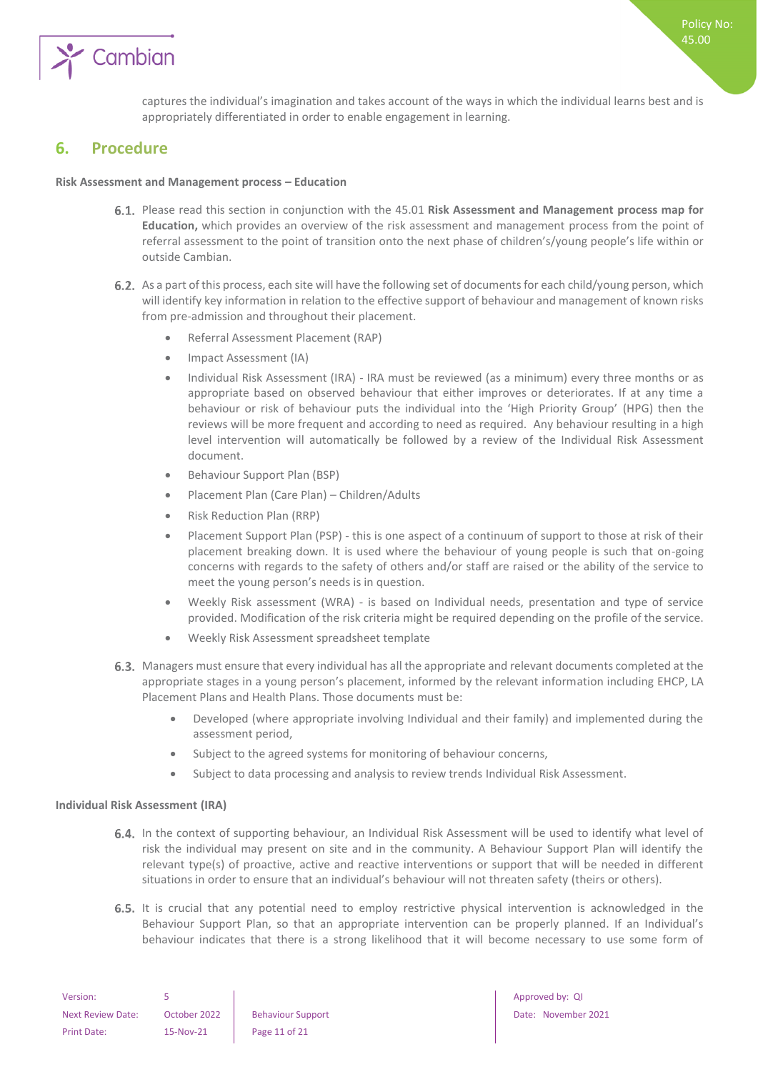captures the individual's imagination and takes account of the ways in which the individual learns best and is appropriately differentiated in order to enable engagement in learning.

## 6. Procedure

**Risk Assessment and Management process – Education**

6.1. Please read this section in conjunction with the 45.01 **Risk Assessment and Management process map for Education,** which provides an overview of the risk assessment and management process from the point of referral assessment to the point of transition onto the next phase of children's/young people's life within or outside Cambian.

6.2. As a part of this process, each site will have the following set of documents for each child/young person, which will identify key information in relation to the effective support of behaviour and management of known risks from pre-admission and throughout their placement.

- Referral Assessment Placement (RAP)
- Impact Assessment (IA)
- Individual Risk Assessment (IRA) - IRA must be reviewed (as a minimum) every three months or as appropriate based on observed behaviour that either improves or deteriorates. If at any time a behaviour or risk of behaviour puts the individual into the 'High Priority Group' (HPG) then the reviews will be more frequent and according to need as required. Any behaviour resulting in a high level intervention will automatically be followed by a review of the Individual Risk Assessment document.
- Behaviour Support Plan (BSP)
- Placement Plan (Care Plan) – Children/Adults
- Risk Reduction Plan (RRP)
- Placement Support Plan (PSP) - this is one aspect of a continuum of support to those at risk of their placement breaking down. It is used where the behaviour of young people is such that on-going concerns with regards to the safety of others and/or staff are raised or the ability of the service to meet the young person's needs is in question.
- Weekly Risk assessment (WRA) - is based on Individual needs, presentation and type of service provided. Modification of the risk criteria might be required depending on the profile of the service.
- Weekly Risk Assessment spreadsheet template

6.3. Managers must ensure that every individual has all the appropriate and relevant documents completed at the appropriate stages in a young person's placement, informed by the relevant information including EHCP, LA Placement Plans and Health Plans. Those documents must be:

- Developed (where appropriate involving Individual and their family) and implemented during the assessment period,
- Subject to the agreed systems for monitoring of behaviour concerns,
- Subject to data processing and analysis to review trends Individual Risk Assessment.

**Individual Risk Assessment (IRA)**

6.4. In the context of supporting behaviour, an Individual Risk Assessment will be used to identify what level of risk the individual may present on site and in the community. A Behaviour Support Plan will identify the relevant type(s) of proactive, active and reactive interventions or support that will be needed in different situations in order to ensure that an individual's behaviour will not threaten safety (theirs or others).

6.5. It is crucial that any potential need to employ restrictive physical intervention is acknowledged in the Behaviour Support Plan, so that an appropriate intervention can be properly planned. If an Individual's behaviour indicates that there is a strong likelihood that it will become necessary to use some form of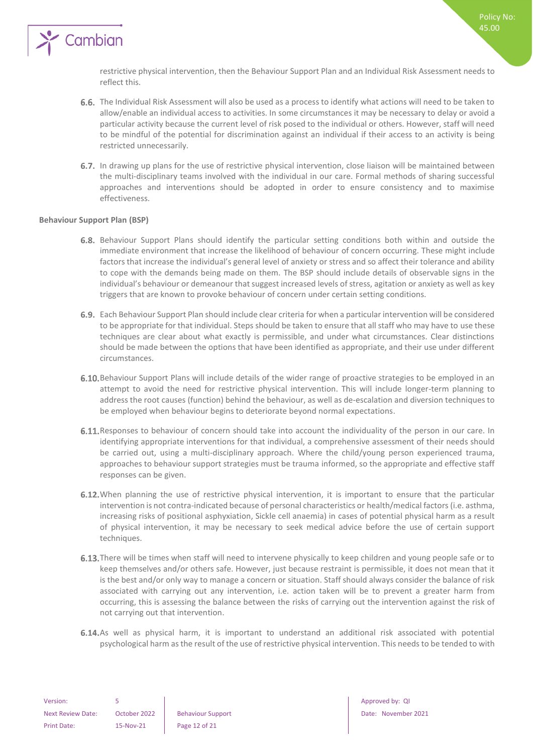restrictive physical intervention, then the Behaviour Support Plan and an Individual Risk Assessment needs to reflect this.

**6.6.** The Individual Risk Assessment will also be used as a process to identify what actions will need to be taken to allow/enable an individual access to activities. In some circumstances it may be necessary to delay or avoid a particular activity because the current level of risk posed to the individual or others. However, staff will need to be mindful of the potential for discrimination against an individual if their access to an activity is being restricted unnecessarily.

**6.7.** In drawing up plans for the use of restrictive physical intervention, close liaison will be maintained between the multi-disciplinary teams involved with the individual in our care. Formal methods of sharing successful approaches and interventions should be adopted in order to ensure consistency and to maximise effectiveness.

**Behaviour Support Plan (BSP)**

**6.8.** Behaviour Support Plans should identify the particular setting conditions both within and outside the immediate environment that increase the likelihood of behaviour of concern occurring. These might include factors that increase the individual's general level of anxiety or stress and so affect their tolerance and ability to cope with the demands being made on them. The BSP should include details of observable signs in the individual's behaviour or demeanour that suggest increased levels of stress, agitation or anxiety as well as key triggers that are known to provoke behaviour of concern under certain setting conditions.

**6.9.** Each Behaviour Support Plan should include clear criteria for when a particular intervention will be considered to be appropriate for that individual. Steps should be taken to ensure that all staff who may have to use these techniques are clear about what exactly is permissible, and under what circumstances. Clear distinctions should be made between the options that have been identified as appropriate, and their use under different circumstances.

**6.10.** Behaviour Support Plans will include details of the wider range of proactive strategies to be employed in an attempt to avoid the need for restrictive physical intervention. This will include longer-term planning to address the root causes (function) behind the behaviour, as well as de-escalation and diversion techniques to be employed when behaviour begins to deteriorate beyond normal expectations.

**6.11.** Responses to behaviour of concern should take into account the individuality of the person in our care. In identifying appropriate interventions for that individual, a comprehensive assessment of their needs should be carried out, using a multi-disciplinary approach. Where the child/young person experienced trauma, approaches to behaviour support strategies must be trauma informed, so the appropriate and effective staff responses can be given.

**6.12.** When planning the use of restrictive physical intervention, it is important to ensure that the particular intervention is not contra-indicated because of personal characteristics or health/medical factors (i.e. asthma, increasing risks of positional asphyxiation, Sickle cell anaemia) in cases of potential physical harm as a result of physical intervention, it may be necessary to seek medical advice before the use of certain support techniques.

**6.13.** There will be times when staff will need to intervene physically to keep children and young people safe or to keep themselves and/or others safe. However, just because restraint is permissible, it does not mean that it is the best and/or only way to manage a concern or situation. Staff should always consider the balance of risk associated with carrying out any intervention, i.e. action taken will be to prevent a greater harm from occurring, this is assessing the balance between the risks of carrying out the intervention against the risk of not carrying out that intervention.

**6.14.** As well as physical harm, it is important to understand an additional risk associated with potential psychological harm as the result of the use of restrictive physical intervention. This needs to be tended to with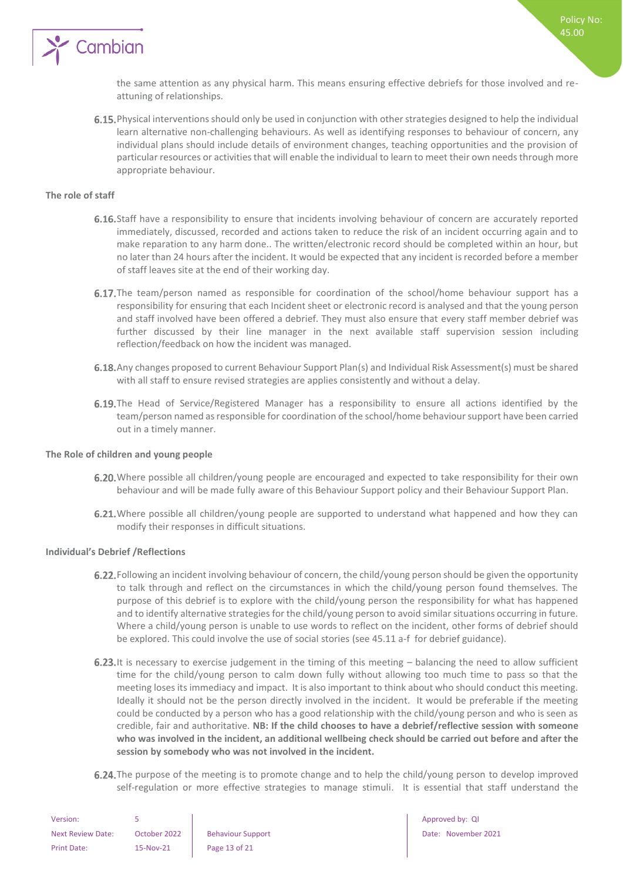the same attention as any physical harm. This means ensuring effective debriefs for those involved and re-attuning of relationships.

6.15. Physical interventions should only be used in conjunction with other strategies designed to help the individual learn alternative non-challenging behaviours. As well as identifying responses to behaviour of concern, any individual plans should include details of environment changes, teaching opportunities and the provision of particular resources or activities that will enable the individual to learn to meet their own needs through more appropriate behaviour.

**The role of staff**

6.16. Staff have a responsibility to ensure that incidents involving behaviour of concern are accurately reported immediately, discussed, recorded and actions taken to reduce the risk of an incident occurring again and to make reparation to any harm done.. The written/electronic record should be completed within an hour, but no later than 24 hours after the incident. It would be expected that any incident is recorded before a member of staff leaves site at the end of their working day.

6.17. The team/person named as responsible for coordination of the school/home behaviour support has a responsibility for ensuring that each Incident sheet or electronic record is analysed and that the young person and staff involved have been offered a debrief. They must also ensure that every staff member debrief was further discussed by their line manager in the next available staff supervision session including reflection/feedback on how the incident was managed.

6.18. Any changes proposed to current Behaviour Support Plan(s) and Individual Risk Assessment(s) must be shared with all staff to ensure revised strategies are applies consistently and without a delay.

6.19. The Head of Service/Registered Manager has a responsibility to ensure all actions identified by the team/person named as responsible for coordination of the school/home behaviour support have been carried out in a timely manner.

**The Role of children and young people**

6.20. Where possible all children/young people are encouraged and expected to take responsibility for their own behaviour and will be made fully aware of this Behaviour Support policy and their Behaviour Support Plan.

6.21. Where possible all children/young people are supported to understand what happened and how they can modify their responses in difficult situations.

**Individual's Debrief /Reflections**

6.22. Following an incident involving behaviour of concern, the child/young person should be given the opportunity to talk through and reflect on the circumstances in which the child/young person found themselves. The purpose of this debrief is to explore with the child/young person the responsibility for what has happened and to identify alternative strategies for the child/young person to avoid similar situations occurring in future. Where a child/young person is unable to use words to reflect on the incident, other forms of debrief should be explored. This could involve the use of social stories (see 45.11 a-f for debrief guidance).

6.23. It is necessary to exercise judgement in the timing of this meeting – balancing the need to allow sufficient time for the child/young person to calm down fully without allowing too much time to pass so that the meeting loses its immediacy and impact. It is also important to think about who should conduct this meeting. Ideally it should not be the person directly involved in the incident. It would be preferable if the meeting could be conducted by a person who has a good relationship with the child/young person and who is seen as credible, fair and authoritative. **NB: If the child chooses to have a debrief/reflective session with someone who was involved in the incident, an additional wellbeing check should be carried out before and after the session by somebody who was not involved in the incident.**

6.24. The purpose of the meeting is to promote change and to help the child/young person to develop improved self-regulation or more effective strategies to manage stimuli. It is essential that staff understand the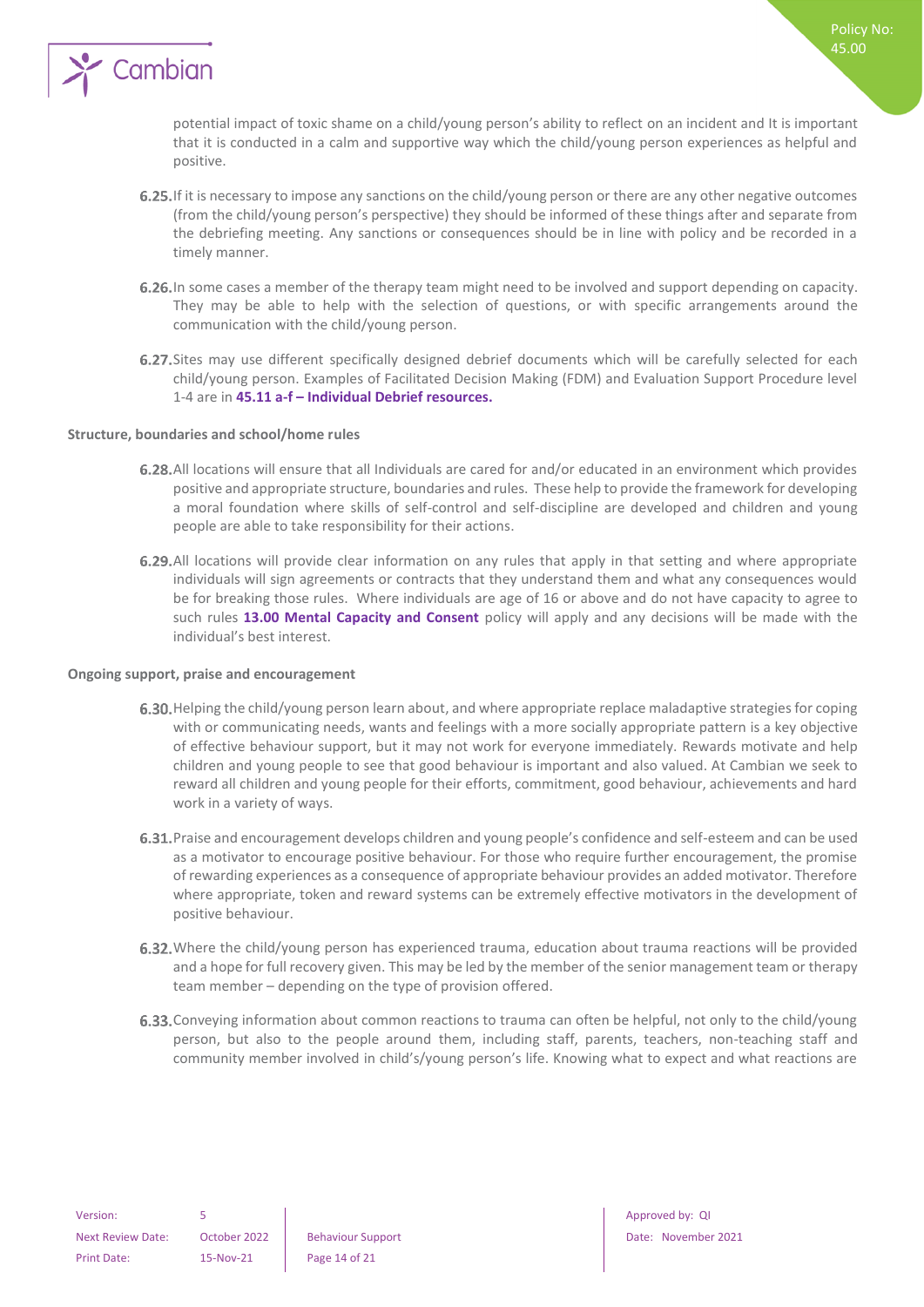potential impact of toxic shame on a child/young person's ability to reflect on an incident and It is important that it is conducted in a calm and supportive way which the child/young person experiences as helpful and positive.

**6.25.** If it is necessary to impose any sanctions on the child/young person or there are any other negative outcomes (from the child/young person's perspective) they should be informed of these things after and separate from the debriefing meeting. Any sanctions or consequences should be in line with policy and be recorded in a timely manner.

**6.26.** In some cases a member of the therapy team might need to be involved and support depending on capacity. They may be able to help with the selection of questions, or with specific arrangements around the communication with the child/young person.

**6.27.** Sites may use different specifically designed debrief documents which will be carefully selected for each child/young person. Examples of Facilitated Decision Making (FDM) and Evaluation Support Procedure level 1-4 are in **45.11 a-f – Individual Debrief resources.**

**Structure, boundaries and school/home rules**

**6.28.** All locations will ensure that all Individuals are cared for and/or educated in an environment which provides positive and appropriate structure, boundaries and rules. These help to provide the framework for developing a moral foundation where skills of self-control and self-discipline are developed and children and young people are able to take responsibility for their actions.

**6.29.** All locations will provide clear information on any rules that apply in that setting and where appropriate individuals will sign agreements or contracts that they understand them and what any consequences would be for breaking those rules. Where individuals are age of 16 or above and do not have capacity to agree to such rules **13.00 Mental Capacity and Consent** policy will apply and any decisions will be made with the individual's best interest.

**Ongoing support, praise and encouragement**

**6.30.** Helping the child/young person learn about, and where appropriate replace maladaptive strategies for coping with or communicating needs, wants and feelings with a more socially appropriate pattern is a key objective of effective behaviour support, but it may not work for everyone immediately. Rewards motivate and help children and young people to see that good behaviour is important and also valued. At Cambian we seek to reward all children and young people for their efforts, commitment, good behaviour, achievements and hard work in a variety of ways.

**6.31.** Praise and encouragement develops children and young people's confidence and self-esteem and can be used as a motivator to encourage positive behaviour. For those who require further encouragement, the promise of rewarding experiences as a consequence of appropriate behaviour provides an added motivator. Therefore where appropriate, token and reward systems can be extremely effective motivators in the development of positive behaviour.

**6.32.** Where the child/young person has experienced trauma, education about trauma reactions will be provided and a hope for full recovery given. This may be led by the member of the senior management team or therapy team member – depending on the type of provision offered.

**6.33.** Conveying information about common reactions to trauma can often be helpful, not only to the child/young person, but also to the people around them, including staff, parents, teachers, non-teaching staff and community member involved in child's/young person's life. Knowing what to expect and what reactions are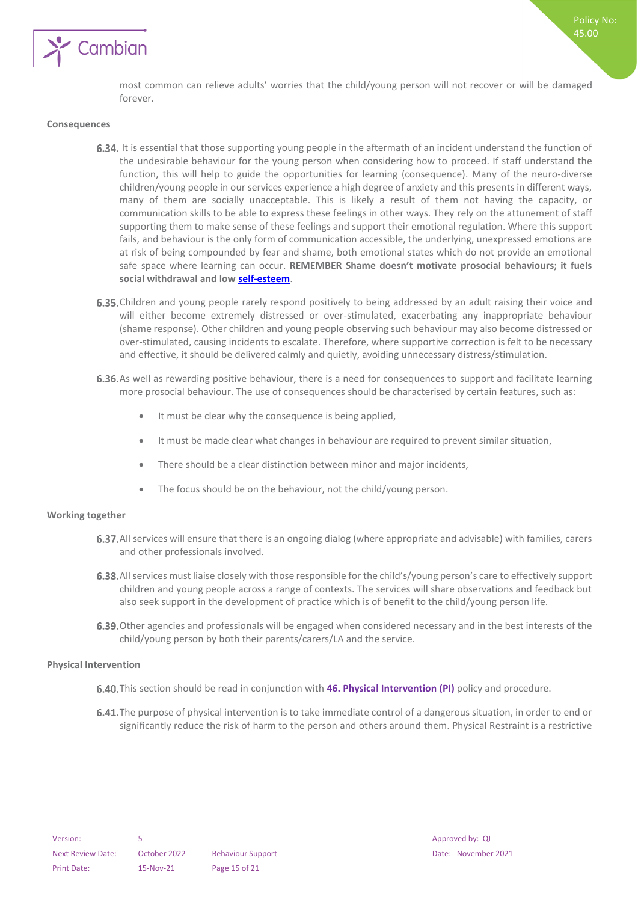most common can relieve adults' worries that the child/young person will not recover or will be damaged forever.

**Consequences**

6.34. It is essential that those supporting young people in the aftermath of an incident understand the function of the undesirable behaviour for the young person when considering how to proceed. If staff understand the function, this will help to guide the opportunities for learning (consequence). Many of the neuro-diverse children/young people in our services experience a high degree of anxiety and this presents in different ways, many of them are socially unacceptable. This is likely a result of them not having the capacity, or communication skills to be able to express these feelings in other ways. They rely on the attunement of staff supporting them to make sense of these feelings and support their emotional regulation. Where this support fails, and behaviour is the only form of communication accessible, the underlying, unexpressed emotions are at risk of being compounded by fear and shame, both emotional states which do not provide an emotional safe space where learning can occur. **REMEMBER Shame doesn't motivate prosocial behaviours; it fuels social withdrawal and low self-esteem**.

6.35. Children and young people rarely respond positively to being addressed by an adult raising their voice and will either become extremely distressed or over-stimulated, exacerbating any inappropriate behaviour (shame response). Other children and young people observing such behaviour may also become distressed or over-stimulated, causing incidents to escalate. Therefore, where supportive correction is felt to be necessary and effective, it should be delivered calmly and quietly, avoiding unnecessary distress/stimulation.

6.36. As well as rewarding positive behaviour, there is a need for consequences to support and facilitate learning more prosocial behaviour. The use of consequences should be characterised by certain features, such as:

- It must be clear why the consequence is being applied,
- It must be made clear what changes in behaviour are required to prevent similar situation,
- There should be a clear distinction between minor and major incidents,
- The focus should be on the behaviour, not the child/young person.

**Working together**

6.37. All services will ensure that there is an ongoing dialog (where appropriate and advisable) with families, carers and other professionals involved.

6.38. All services must liaise closely with those responsible for the child's/young person's care to effectively support children and young people across a range of contexts. The services will share observations and feedback but also seek support in the development of practice which is of benefit to the child/young person life.

6.39. Other agencies and professionals will be engaged when considered necessary and in the best interests of the child/young person by both their parents/carers/LA and the service.

**Physical Intervention**

6.40. This section should be read in conjunction with **46. Physical Intervention (PI)** policy and procedure.

6.41. The purpose of physical intervention is to take immediate control of a dangerous situation, in order to end or significantly reduce the risk of harm to the person and others around them. Physical Restraint is a restrictive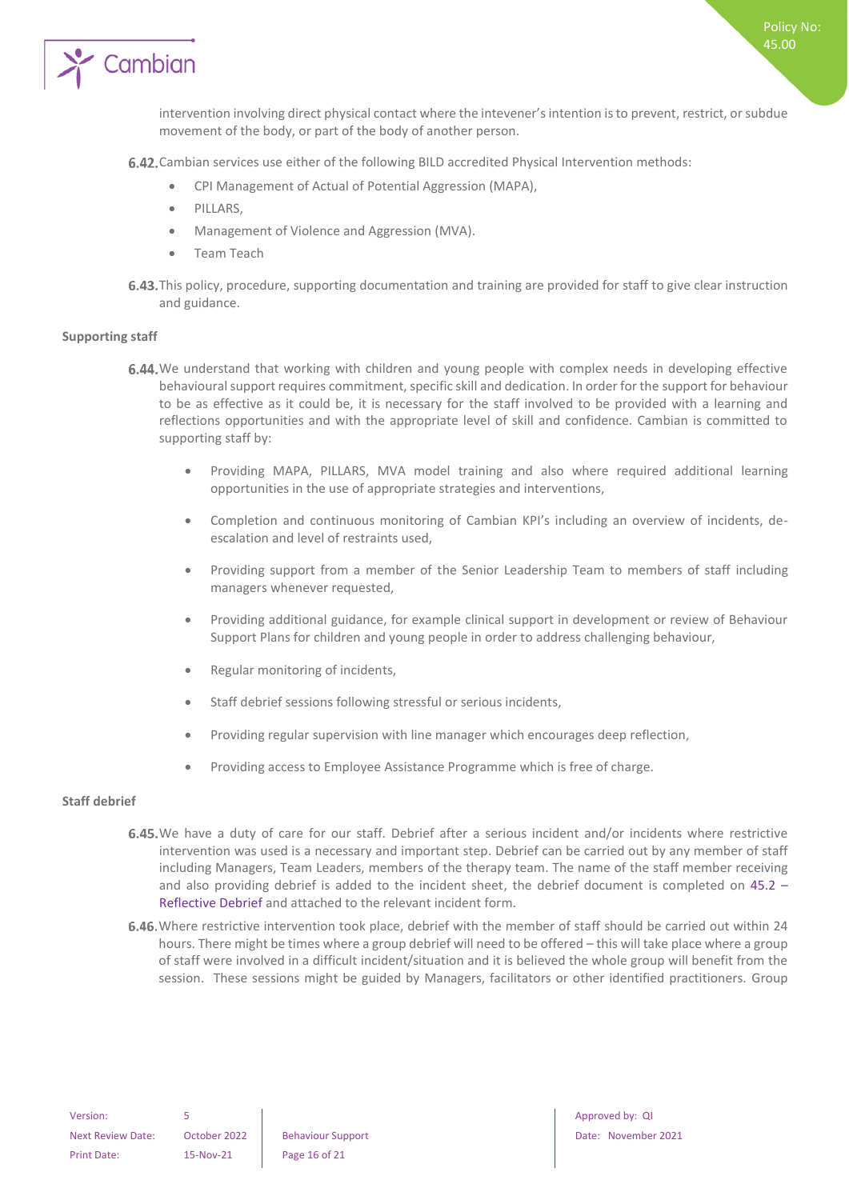intervention involving direct physical contact where the intevener's intention is to prevent, restrict, or subdue movement of the body, or part of the body of another person.

**6.42.** Cambian services use either of the following BILD accredited Physical Intervention methods:

- CPI Management of Actual of Potential Aggression (MAPA),
- PILLARS,
- Management of Violence and Aggression (MVA).
- Team Teach

**6.43.** This policy, procedure, supporting documentation and training are provided for staff to give clear instruction and guidance.

**Supporting staff**

**6.44.** We understand that working with children and young people with complex needs in developing effective behavioural support requires commitment, specific skill and dedication. In order for the support for behaviour to be as effective as it could be, it is necessary for the staff involved to be provided with a learning and reflections opportunities and with the appropriate level of skill and confidence. Cambian is committed to supporting staff by:

- Providing MAPA, PILLARS, MVA model training and also where required additional learning opportunities in the use of appropriate strategies and interventions,
- Completion and continuous monitoring of Cambian KPI's including an overview of incidents, de-escalation and level of restraints used,
- Providing support from a member of the Senior Leadership Team to members of staff including managers whenever requested,
- Providing additional guidance, for example clinical support in development or review of Behaviour Support Plans for children and young people in order to address challenging behaviour,
- Regular monitoring of incidents,
- Staff debrief sessions following stressful or serious incidents,
- Providing regular supervision with line manager which encourages deep reflection,
- Providing access to Employee Assistance Programme which is free of charge.

**Staff debrief**

**6.45.** We have a duty of care for our staff. Debrief after a serious incident and/or incidents where restrictive intervention was used is a necessary and important step. Debrief can be carried out by any member of staff including Managers, Team Leaders, members of the therapy team. The name of the staff member receiving and also providing debrief is added to the incident sheet, the debrief document is completed on 45.2 – Reflective Debrief and attached to the relevant incident form.

**6.46.** Where restrictive intervention took place, debrief with the member of staff should be carried out within 24 hours. There might be times where a group debrief will need to be offered – this will take place where a group of staff were involved in a difficult incident/situation and it is believed the whole group will benefit from the session. These sessions might be guided by Managers, facilitators or other identified practitioners. Group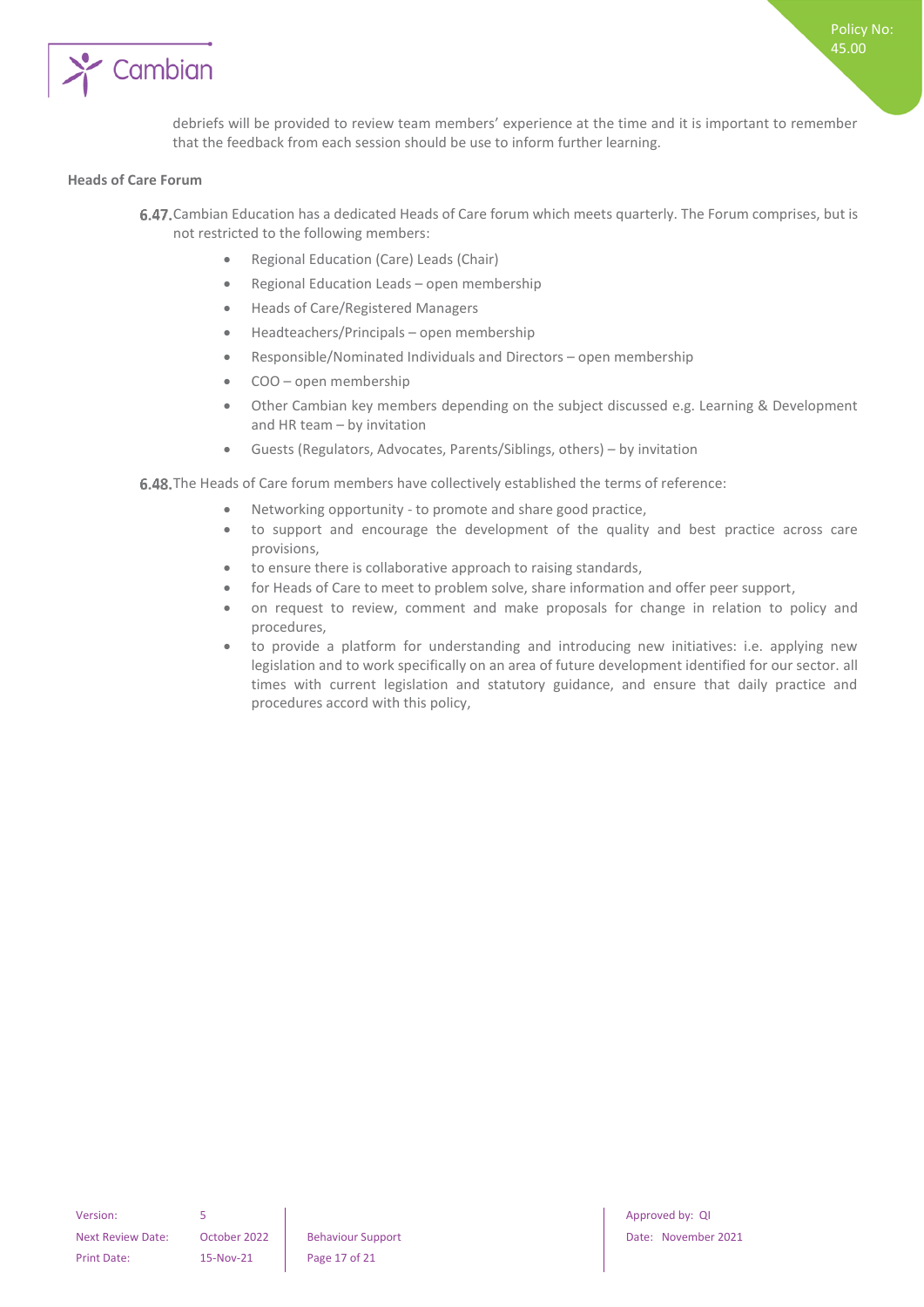debriefs will be provided to review team members' experience at the time and it is important to remember that the feedback from each session should be use to inform further learning.

**Heads of Care Forum**

**6.47.** Cambian Education has a dedicated Heads of Care forum which meets quarterly. The Forum comprises, but is not restricted to the following members:

- Regional Education (Care) Leads (Chair)
- Regional Education Leads – open membership
- Heads of Care/Registered Managers
- Headteachers/Principals – open membership
- Responsible/Nominated Individuals and Directors – open membership
- COO – open membership
- Other Cambian key members depending on the subject discussed e.g. Learning & Development and HR team – by invitation
- Guests (Regulators, Advocates, Parents/Siblings, others) – by invitation

**6.48.** The Heads of Care forum members have collectively established the terms of reference:

- Networking opportunity - to promote and share good practice,
- to support and encourage the development of the quality and best practice across care provisions,
- to ensure there is collaborative approach to raising standards,
- for Heads of Care to meet to problem solve, share information and offer peer support,
- on request to review, comment and make proposals for change in relation to policy and procedures,
- to provide a platform for understanding and introducing new initiatives: i.e. applying new legislation and to work specifically on an area of future development identified for our sector. all times with current legislation and statutory guidance, and ensure that daily practice and procedures accord with this policy,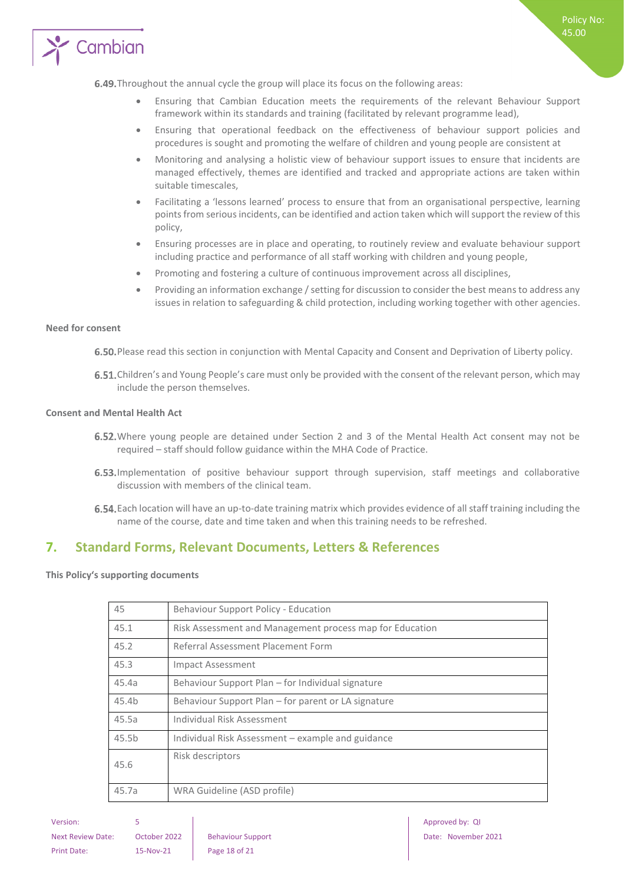6.49. Throughout the annual cycle the group will place its focus on the following areas:

- Ensuring that Cambian Education meets the requirements of the relevant Behaviour Support framework within its standards and training (facilitated by relevant programme lead),
- Ensuring that operational feedback on the effectiveness of behaviour support policies and procedures is sought and promoting the welfare of children and young people are consistent at
- Monitoring and analysing a holistic view of behaviour support issues to ensure that incidents are managed effectively, themes are identified and tracked and appropriate actions are taken within suitable timescales,
- Facilitating a 'lessons learned' process to ensure that from an organisational perspective, learning points from serious incidents, can be identified and action taken which will support the review of this policy,
- Ensuring processes are in place and operating, to routinely review and evaluate behaviour support including practice and performance of all staff working with children and young people,
- Promoting and fostering a culture of continuous improvement across all disciplines,
- Providing an information exchange / setting for discussion to consider the best means to address any issues in relation to safeguarding & child protection, including working together with other agencies.

**Need for consent**

6.50. Please read this section in conjunction with Mental Capacity and Consent and Deprivation of Liberty policy.

6.51. Children's and Young People's care must only be provided with the consent of the relevant person, which may include the person themselves.

**Consent and Mental Health Act**

6.52. Where young people are detained under Section 2 and 3 of the Mental Health Act consent may not be required – staff should follow guidance within the MHA Code of Practice.

6.53. Implementation of positive behaviour support through supervision, staff meetings and collaborative discussion with members of the clinical team.

6.54. Each location will have an up-to-date training matrix which provides evidence of all staff training including the name of the course, date and time taken and when this training needs to be refreshed.

## 7. Standard Forms, Relevant Documents, Letters & References

**This Policy's supporting documents**

| 45 | Behaviour Support Policy - Education |
|---|---|
| 45.1 | Risk Assessment and Management process map for Education |
| 45.2 | Referral Assessment Placement Form |
| 45.3 | Impact Assessment |
| 45.4a | Behaviour Support Plan – for Individual signature |
| 45.4b | Behaviour Support Plan – for parent or LA signature |
| 45.5a | Individual Risk Assessment |
| 45.5b | Individual Risk Assessment – example and guidance |
| 45.6 | Risk descriptors |
| 45.7a | WRA Guideline (ASD profile) |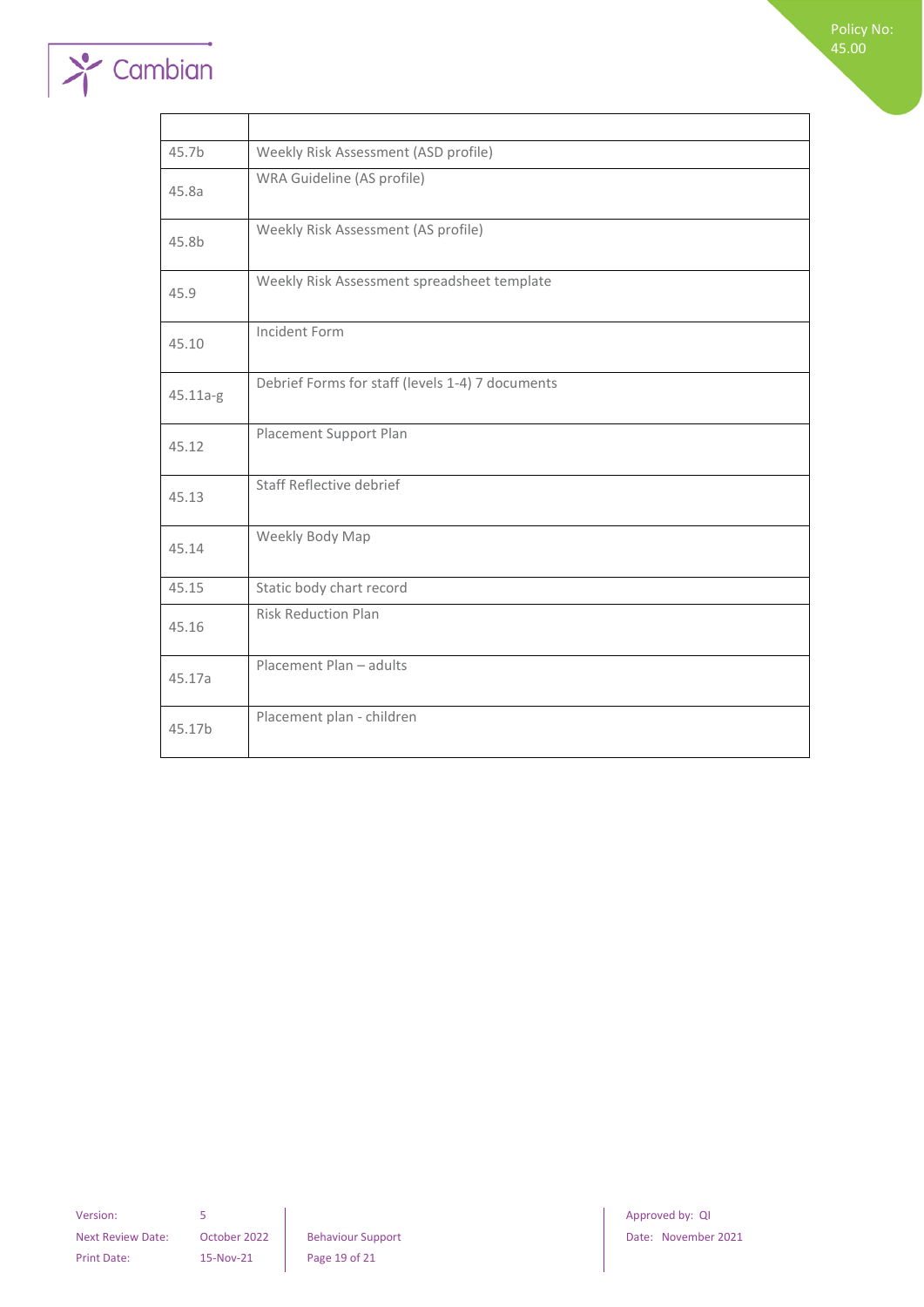| | |
|---|---|
| 45.7b | Weekly Risk Assessment (ASD profile) |
| 45.8a | WRA Guideline (AS profile) |
| 45.8b | Weekly Risk Assessment (AS profile) |
| 45.9 | Weekly Risk Assessment spreadsheet template |
| 45.10 | Incident Form |
| 45.11a-g | Debrief Forms for staff (levels 1-4) 7 documents |
| 45.12 | Placement Support Plan |
| 45.13 | Staff Reflective debrief |
| 45.14 | Weekly Body Map |
| 45.15 | Static body chart record |
| 45.16 | Risk Reduction Plan |
| 45.17a | Placement Plan – adults |
| 45.17b | Placement plan - children |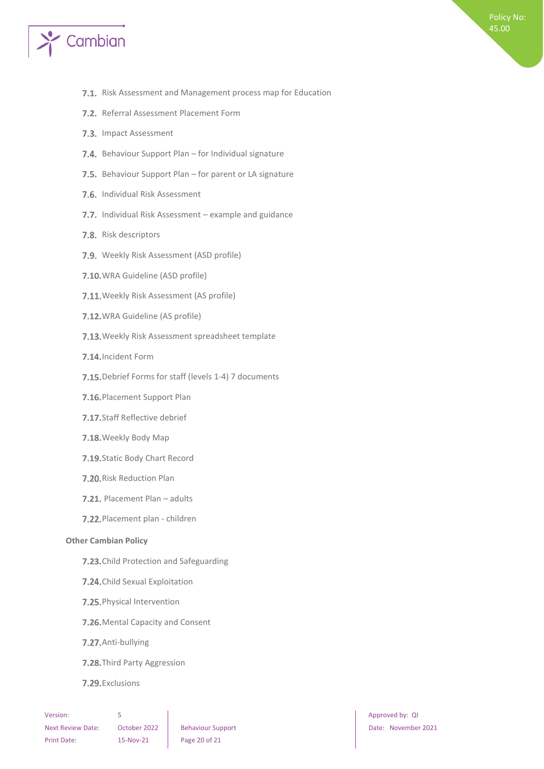7.1. Risk Assessment and Management process map for Education

7.2. Referral Assessment Placement Form

7.3. Impact Assessment

7.4. Behaviour Support Plan – for Individual signature

7.5. Behaviour Support Plan – for parent or LA signature

7.6. Individual Risk Assessment

7.7. Individual Risk Assessment – example and guidance

7.8. Risk descriptors

7.9. Weekly Risk Assessment (ASD profile)

7.10. WRA Guideline (ASD profile)

7.11. Weekly Risk Assessment (AS profile)

7.12. WRA Guideline (AS profile)

7.13. Weekly Risk Assessment spreadsheet template

7.14. Incident Form

7.15. Debrief Forms for staff (levels 1-4) 7 documents

7.16. Placement Support Plan

7.17. Staff Reflective debrief

7.18. Weekly Body Map

7.19. Static Body Chart Record

7.20. Risk Reduction Plan

7.21. Placement Plan – adults

7.22. Placement plan - children

**Other Cambian Policy**

7.23. Child Protection and Safeguarding

7.24. Child Sexual Exploitation

7.25. Physical Intervention

7.26. Mental Capacity and Consent

7.27. Anti-bullying

7.28. Third Party Aggression

7.29. Exclusions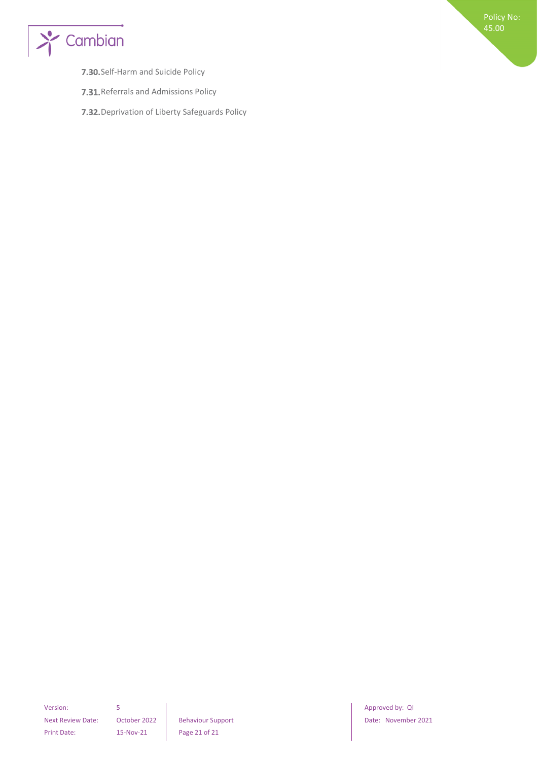7.30. Self-Harm and Suicide Policy

7.31. Referrals and Admissions Policy

7.32. Deprivation of Liberty Safeguards Policy